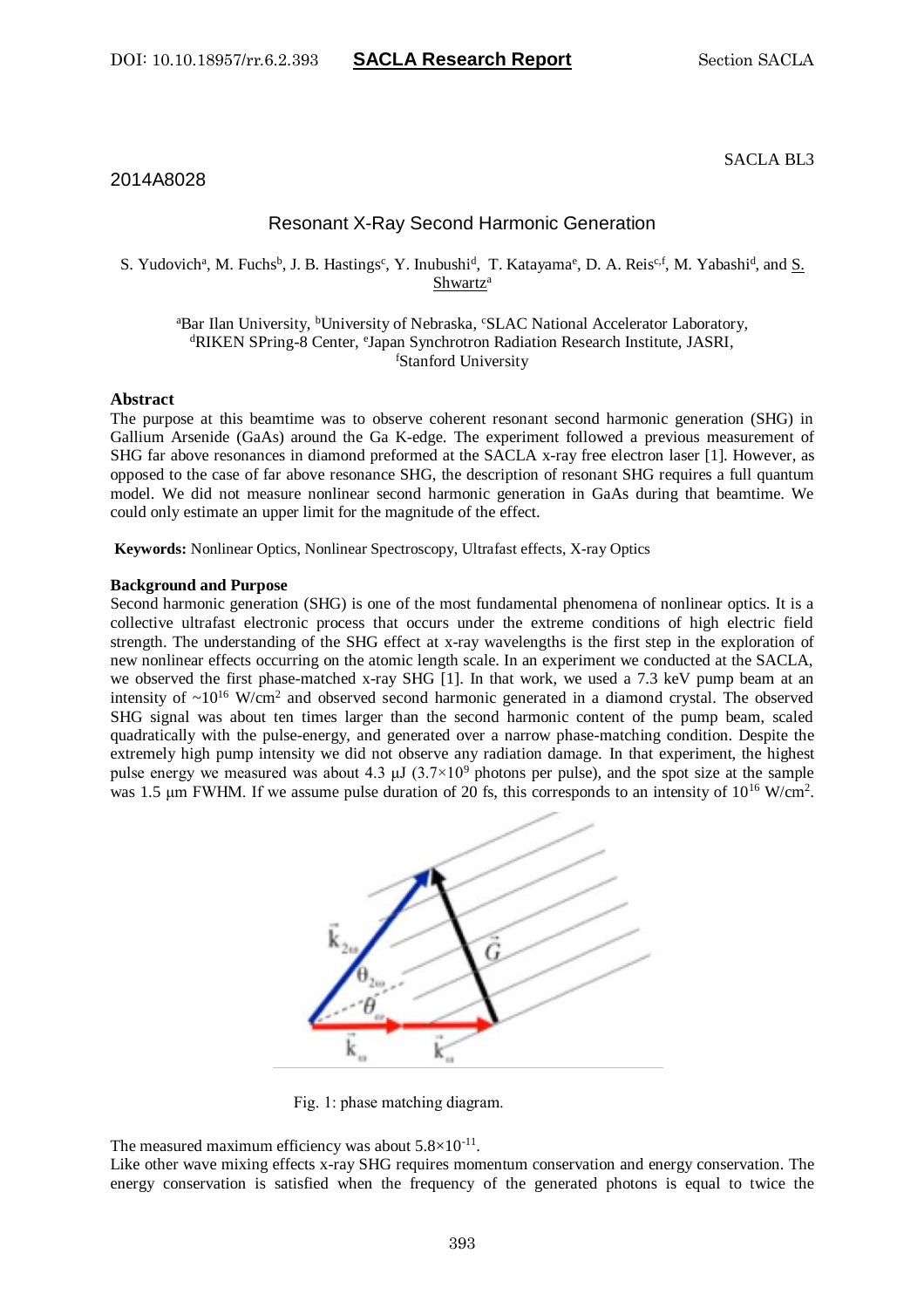SACLA BL3

2014A8028

# Resonant X-Ray Second Harmonic Generation

S. Yudovich[a], M. Fuchs[b], J. B. Hastings[c], Y. Inubushi[d], T. Katayama[e], D. A. Reis[c,f], M. Yabashi[d], and S. Shwartz[a]

[a]Bar Ilan University, [b]University of Nebraska, [c]SLAC National Accelerator Laboratory, [d]RIKEN SPring-8 Center, [e]Japan Synchrotron Radiation Research Institute, JASRI, [f]Stanford University

## Abstract

The purpose at this beamtime was to observe coherent resonant second harmonic generation (SHG) in Gallium Arsenide (GaAs) around the Ga K-edge. The experiment followed a previous measurement of SHG far above resonances in diamond preformed at the SACLA x-ray free electron laser [1]. However, as opposed to the case of far above resonance SHG, the description of resonant SHG requires a full quantum model. We did not measure nonlinear second harmonic generation in GaAs during that beamtime. We could only estimate an upper limit for the magnitude of the effect.

**Keywords:** Nonlinear Optics, Nonlinear Spectroscopy, Ultrafast effects, X-ray Optics

## Background and Purpose

Second harmonic generation (SHG) is one of the most fundamental phenomena of nonlinear optics. It is a collective ultrafast electronic process that occurs under the extreme conditions of high electric field strength. The understanding of the SHG effect at x-ray wavelengths is the first step in the exploration of new nonlinear effects occurring on the atomic length scale. In an experiment we conducted at the SACLA, we observed the first phase-matched x-ray SHG [1]. In that work, we used a 7.3 keV pump beam at an intensity of ~$10^{16}$ W/cm$^2$ and observed second harmonic generated in a diamond crystal. The observed SHG signal was about ten times larger than the second harmonic content of the pump beam, scaled quadratically with the pulse-energy, and generated over a narrow phase-matching condition. Despite the extremely high pump intensity we did not observe any radiation damage. In that experiment, the highest pulse energy we measured was about 4.3 μJ ($3.7\times10^9$ photons per pulse), and the spot size at the sample was 1.5 μm FWHM. If we assume pulse duration of 20 fs, this corresponds to an intensity of $10^{16}$ W/cm$^2$.

Fig. 1: phase matching diagram.

The measured maximum efficiency was about $5.8\times10^{-11}$.

Like other wave mixing effects x-ray SHG requires momentum conservation and energy conservation. The energy conservation is satisfied when the frequency of the generated photons is equal to twice the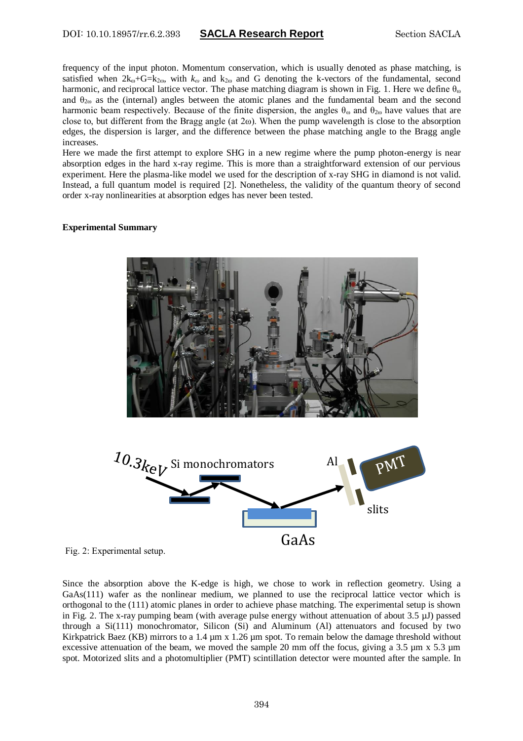frequency of the input photon. Momentum conservation, which is usually denoted as phase matching, is satisfied when $2k_\omega+G=k_{2\omega}$, with $k_\omega$ and $k_{2\omega}$ and G denoting the k-vectors of the fundamental, second harmonic, and reciprocal lattice vector. The phase matching diagram is shown in Fig. 1. Here we define $\theta_\omega$ and $\theta_{2\omega}$ as the (internal) angles between the atomic planes and the fundamental beam and the second harmonic beam respectively. Because of the finite dispersion, the angles $\theta_\omega$ and $\theta_{2\omega}$ have values that are close to, but different from the Bragg angle (at $2\omega$). When the pump wavelength is close to the absorption edges, the dispersion is larger, and the difference between the phase matching angle to the Bragg angle increases.

Here we made the first attempt to explore SHG in a new regime where the pump photon-energy is near absorption edges in the hard x-ray regime. This is more than a straightforward extension of our pervious experiment. Here the plasma-like model we used for the description of x-ray SHG in diamond is not valid. Instead, a full quantum model is required [2]. Nonetheless, the validity of the quantum theory of second order x-ray nonlinearities at absorption edges has never been tested.

**Experimental Summary**

Fig. 2: Experimental setup.

Since the absorption above the K-edge is high, we chose to work in reflection geometry. Using a GaAs(111) wafer as the nonlinear medium, we planned to use the reciprocal lattice vector which is orthogonal to the (111) atomic planes in order to achieve phase matching. The experimental setup is shown in Fig. 2. The x-ray pumping beam (with average pulse energy without attenuation of about 3.5 µJ) passed through a Si(111) monochromator, Silicon (Si) and Aluminum (Al) attenuators and focused by two Kirkpatrick Baez (KB) mirrors to a 1.4 µm x 1.26 µm spot. To remain below the damage threshold without excessive attenuation of the beam, we moved the sample 20 mm off the focus, giving a 3.5 µm x 5.3 µm spot. Motorized slits and a photomultiplier (PMT) scintillation detector were mounted after the sample. In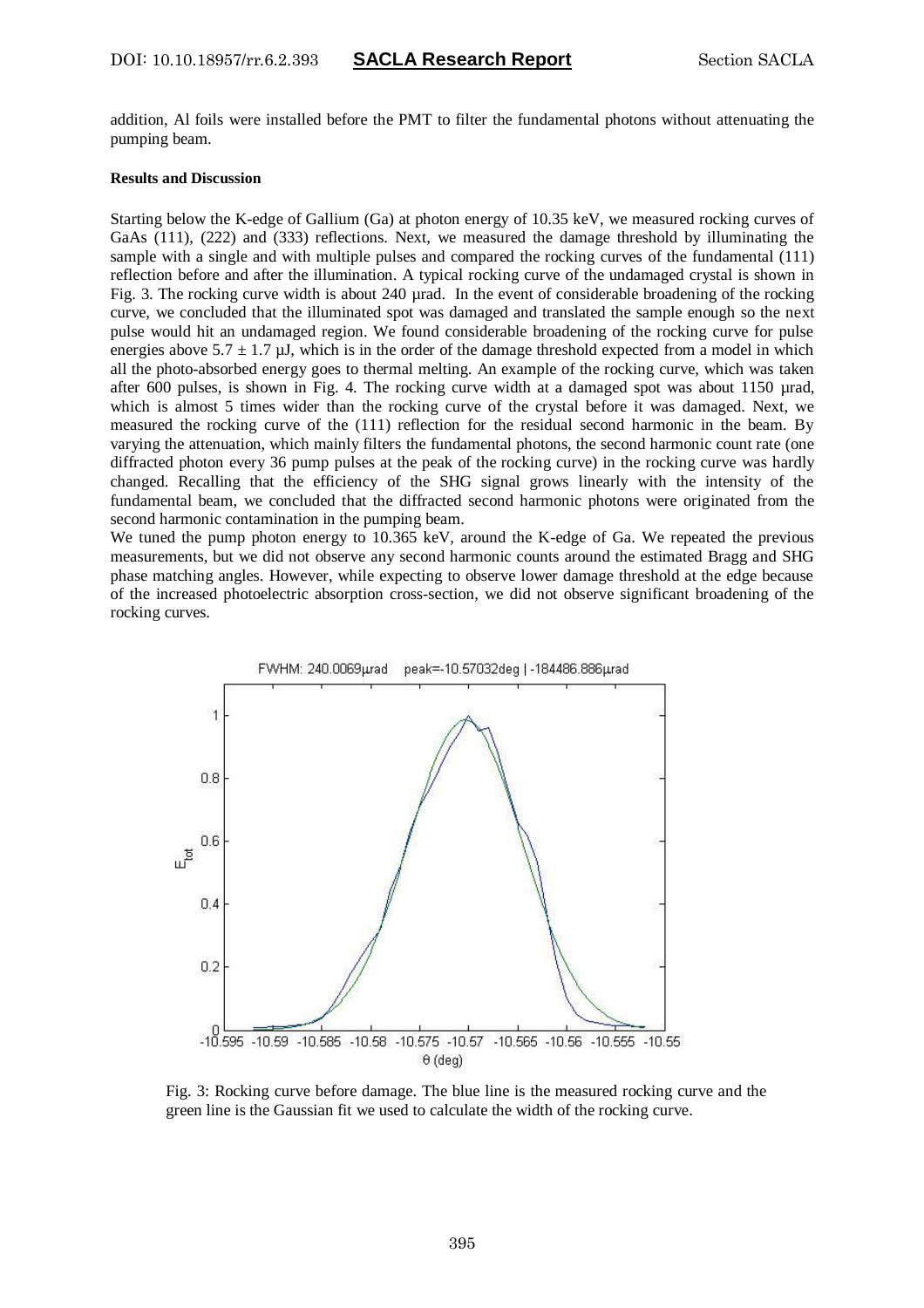addition, Al foils were installed before the PMT to filter the fundamental photons without attenuating the pumping beam.

#### Results and Discussion

Starting below the K-edge of Gallium (Ga) at photon energy of 10.35 keV, we measured rocking curves of GaAs (111), (222) and (333) reflections. Next, we measured the damage threshold by illuminating the sample with a single and with multiple pulses and compared the rocking curves of the fundamental (111) reflection before and after the illumination. A typical rocking curve of the undamaged crystal is shown in Fig. 3. The rocking curve width is about 240 µrad. In the event of considerable broadening of the rocking curve, we concluded that the illuminated spot was damaged and translated the sample enough so the next pulse would hit an undamaged region. We found considerable broadening of the rocking curve for pulse energies above $5.7 \pm 1.7$ µJ, which is in the order of the damage threshold expected from a model in which all the photo-absorbed energy goes to thermal melting. An example of the rocking curve, which was taken after 600 pulses, is shown in Fig. 4. The rocking curve width at a damaged spot was about 1150 µrad, which is almost 5 times wider than the rocking curve of the crystal before it was damaged. Next, we measured the rocking curve of the (111) reflection for the residual second harmonic in the beam. By varying the attenuation, which mainly filters the fundamental photons, the second harmonic count rate (one diffracted photon every 36 pump pulses at the peak of the rocking curve) in the rocking curve was hardly changed. Recalling that the efficiency of the SHG signal grows linearly with the intensity of the fundamental beam, we concluded that the diffracted second harmonic photons were originated from the second harmonic contamination in the pumping beam.

We tuned the pump photon energy to 10.365 keV, around the K-edge of Ga. We repeated the previous measurements, but we did not observe any second harmonic counts around the estimated Bragg and SHG phase matching angles. However, while expecting to observe lower damage threshold at the edge because of the increased photoelectric absorption cross-section, we did not observe significant broadening of the rocking curves.

Fig. 3: Rocking curve before damage. The blue line is the measured rocking curve and the green line is the Gaussian fit we used to calculate the width of the rocking curve.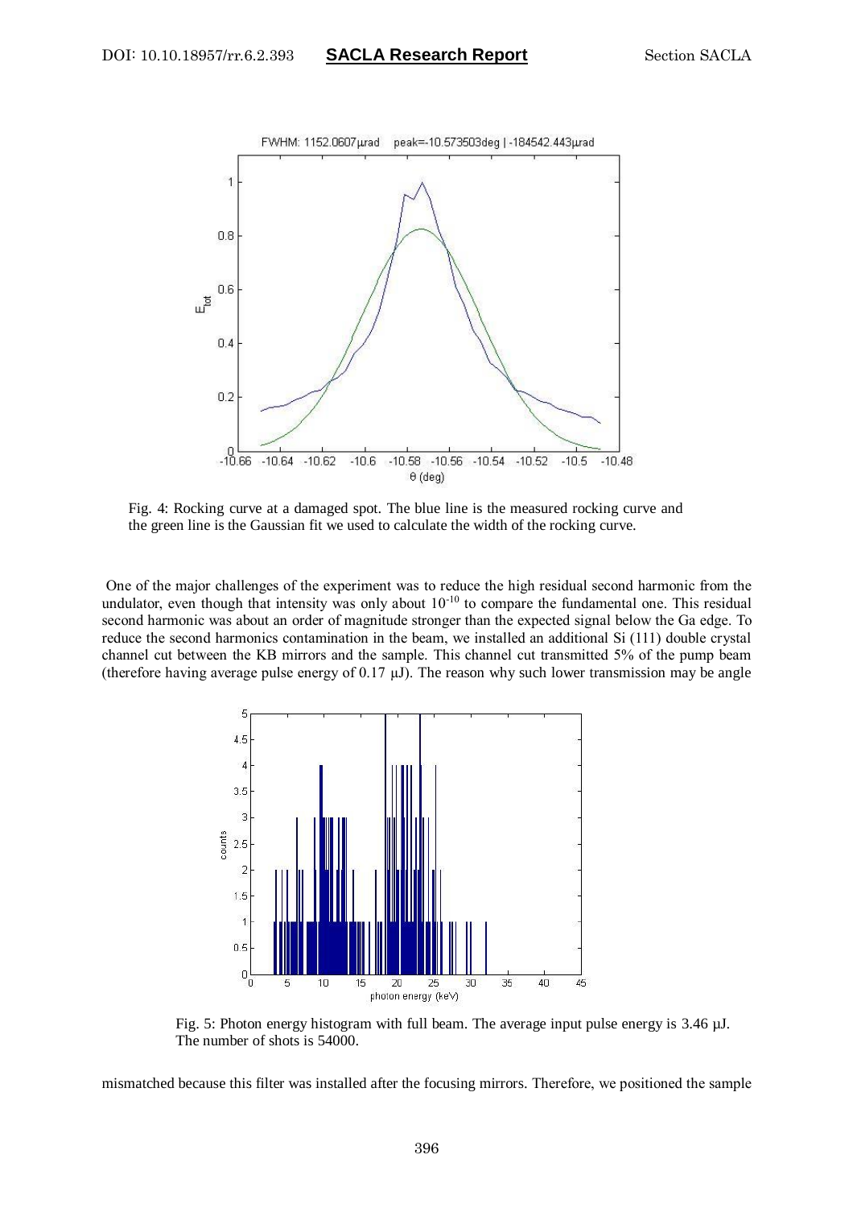Fig. 4: Rocking curve at a damaged spot. The blue line is the measured rocking curve and the green line is the Gaussian fit we used to calculate the width of the rocking curve.

One of the major challenges of the experiment was to reduce the high residual second harmonic from the undulator, even though that intensity was only about $10^{-10}$ to compare the fundamental one. This residual second harmonic was about an order of magnitude stronger than the expected signal below the Ga edge. To reduce the second harmonics contamination in the beam, we installed an additional Si (111) double crystal channel cut between the KB mirrors and the sample. This channel cut transmitted 5% of the pump beam (therefore having average pulse energy of 0.17 μJ). The reason why such lower transmission may be angle

Fig. 5: Photon energy histogram with full beam. The average input pulse energy is 3.46 μJ. The number of shots is 54000.

mismatched because this filter was installed after the focusing mirrors. Therefore, we positioned the sample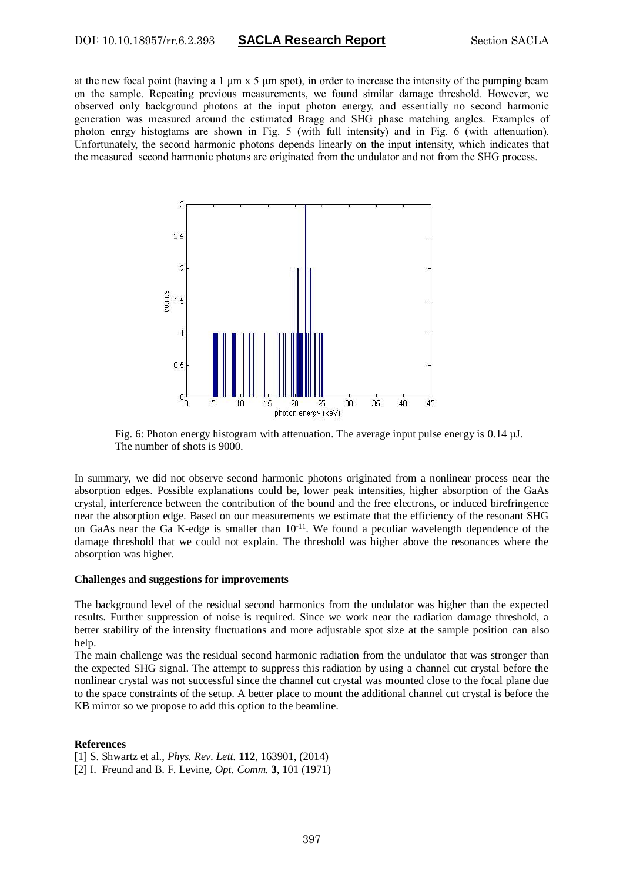at the new focal point (having a 1 μm x 5 μm spot), in order to increase the intensity of the pumping beam on the sample. Repeating previous measurements, we found similar damage threshold. However, we observed only background photons at the input photon energy, and essentially no second harmonic generation was measured around the estimated Bragg and SHG phase matching angles. Examples of photon enrgy histogtams are shown in Fig. 5 (with full intensity) and in Fig. 6 (with attenuation). Unfortunately, the second harmonic photons depends linearly on the input intensity, which indicates that the measured second harmonic photons are originated from the undulator and not from the SHG process.

Fig. 6: Photon energy histogram with attenuation. The average input pulse energy is 0.14 μJ. The number of shots is 9000.

In summary, we did not observe second harmonic photons originated from a nonlinear process near the absorption edges. Possible explanations could be, lower peak intensities, higher absorption of the GaAs crystal, interference between the contribution of the bound and the free electrons, or induced birefringence near the absorption edge. Based on our measurements we estimate that the efficiency of the resonant SHG on GaAs near the Ga K-edge is smaller than $10^{-11}$. We found a peculiar wavelength dependence of the damage threshold that we could not explain. The threshold was higher above the resonances where the absorption was higher.

**Challenges and suggestions for improvements**

The background level of the residual second harmonics from the undulator was higher than the expected results. Further suppression of noise is required. Since we work near the radiation damage threshold, a better stability of the intensity fluctuations and more adjustable spot size at the sample position can also help.

The main challenge was the residual second harmonic radiation from the undulator that was stronger than the expected SHG signal. The attempt to suppress this radiation by using a channel cut crystal before the nonlinear crystal was not successful since the channel cut crystal was mounted close to the focal plane due to the space constraints of the setup. A better place to mount the additional channel cut crystal is before the KB mirror so we propose to add this option to the beamline.

**References**

[1] S. Shwartz et al., *Phys. Rev. Lett.* **112**, 163901, (2014)

[2] I. Freund and B. F. Levine, *Opt. Comm.* **3**, 101 (1971)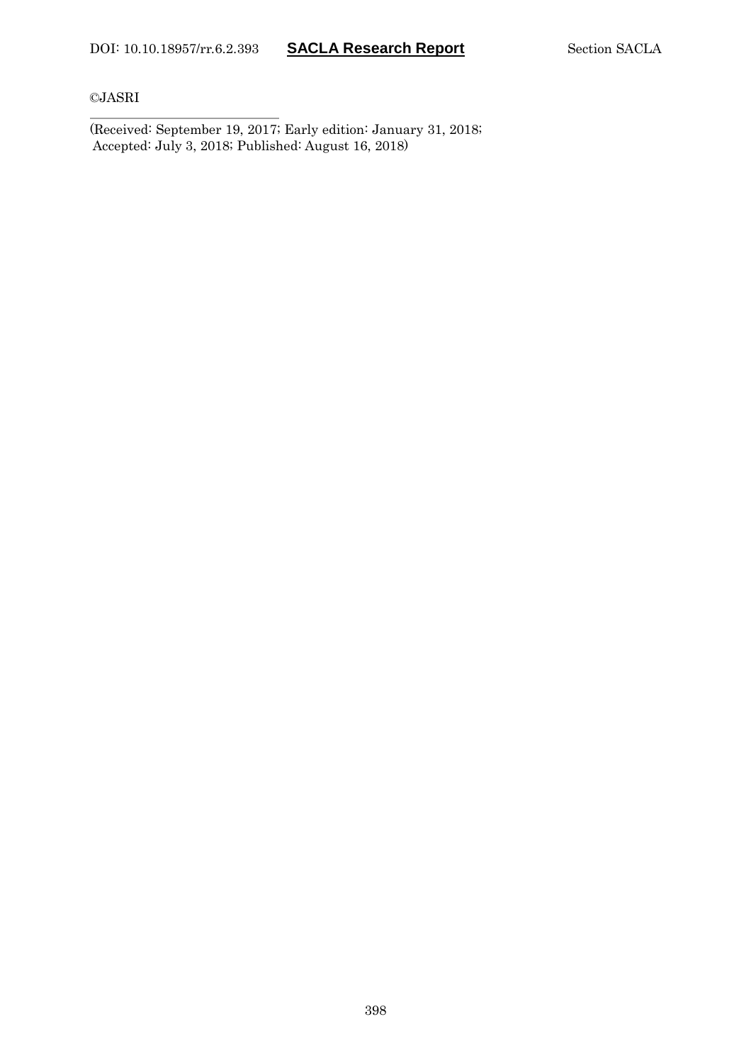©JASRI

(Received: September 19, 2017; Early edition: January 31, 2018;
Accepted: July 3, 2018; Published: August 16, 2018)